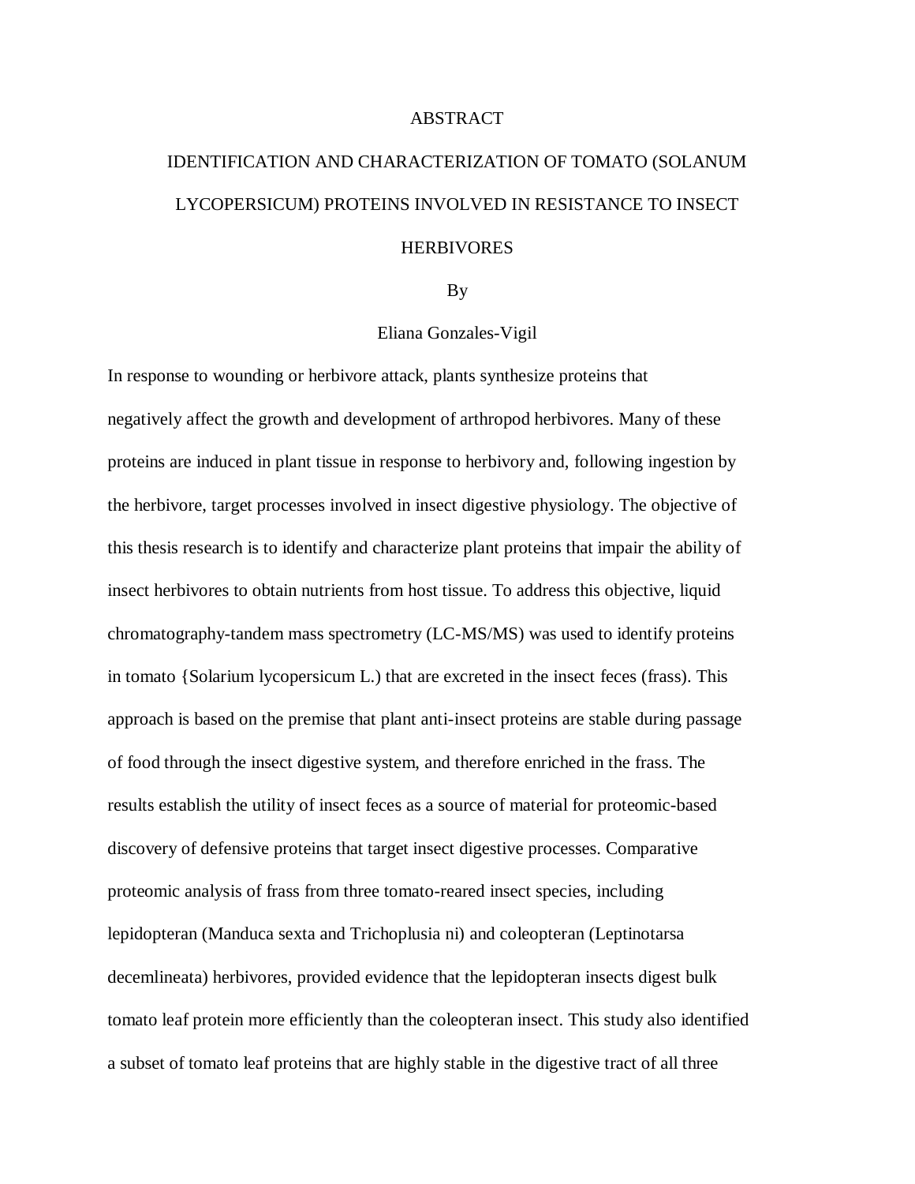# ABSTRACT

## IDENTIFICATION AND CHARACTERIZATION OF TOMATO (SOLANUM LYCOPERSICUM) PROTEINS INVOLVED IN RESISTANCE TO INSECT HERBIVORES

By

Eliana Gonzales-Vigil

In response to wounding or herbivore attack, plants synthesize proteins that negatively affect the growth and development of arthropod herbivores. Many of these proteins are induced in plant tissue in response to herbivory and, following ingestion by the herbivore, target processes involved in insect digestive physiology. The objective of this thesis research is to identify and characterize plant proteins that impair the ability of insect herbivores to obtain nutrients from host tissue. To address this objective, liquid chromatography-tandem mass spectrometry (LC-MS/MS) was used to identify proteins in tomato {Solarium lycopersicum L.) that are excreted in the insect feces (frass). This approach is based on the premise that plant anti-insect proteins are stable during passage of food through the insect digestive system, and therefore enriched in the frass. The results establish the utility of insect feces as a source of material for proteomic-based discovery of defensive proteins that target insect digestive processes. Comparative proteomic analysis of frass from three tomato-reared insect species, including lepidopteran (Manduca sexta and Trichoplusia ni) and coleopteran (Leptinotarsa decemlineata) herbivores, provided evidence that the lepidopteran insects digest bulk tomato leaf protein more efficiently than the coleopteran insect. This study also identified a subset of tomato leaf proteins that are highly stable in the digestive tract of all three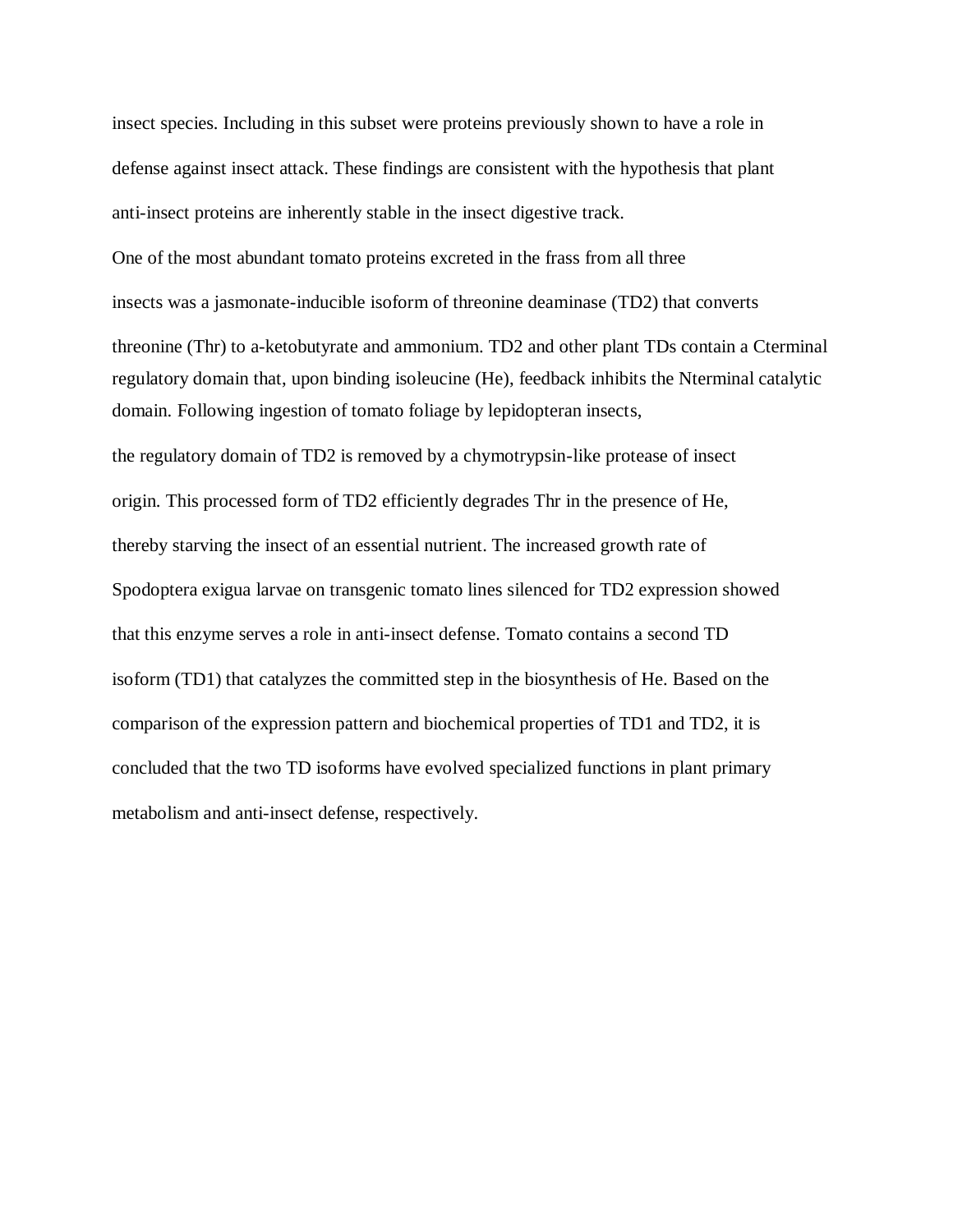insect species. Including in this subset were proteins previously shown to have a role in defense against insect attack. These findings are consistent with the hypothesis that plant anti-insect proteins are inherently stable in the insect digestive track.

One of the most abundant tomato proteins excreted in the frass from all three insects was a jasmonate-inducible isoform of threonine deaminase (TD2) that converts threonine (Thr) to a-ketobutyrate and ammonium. TD2 and other plant TDs contain a Cterminal regulatory domain that, upon binding isoleucine (He), feedback inhibits the Nterminal catalytic domain. Following ingestion of tomato foliage by lepidopteran insects, the regulatory domain of TD2 is removed by a chymotrypsin-like protease of insect origin. This processed form of TD2 efficiently degrades Thr in the presence of He, thereby starving the insect of an essential nutrient. The increased growth rate of Spodoptera exigua larvae on transgenic tomato lines silenced for TD2 expression showed that this enzyme serves a role in anti-insect defense. Tomato contains a second TD isoform (TD1) that catalyzes the committed step in the biosynthesis of He. Based on the comparison of the expression pattern and biochemical properties of TD1 and TD2, it is concluded that the two TD isoforms have evolved specialized functions in plant primary metabolism and anti-insect defense, respectively.